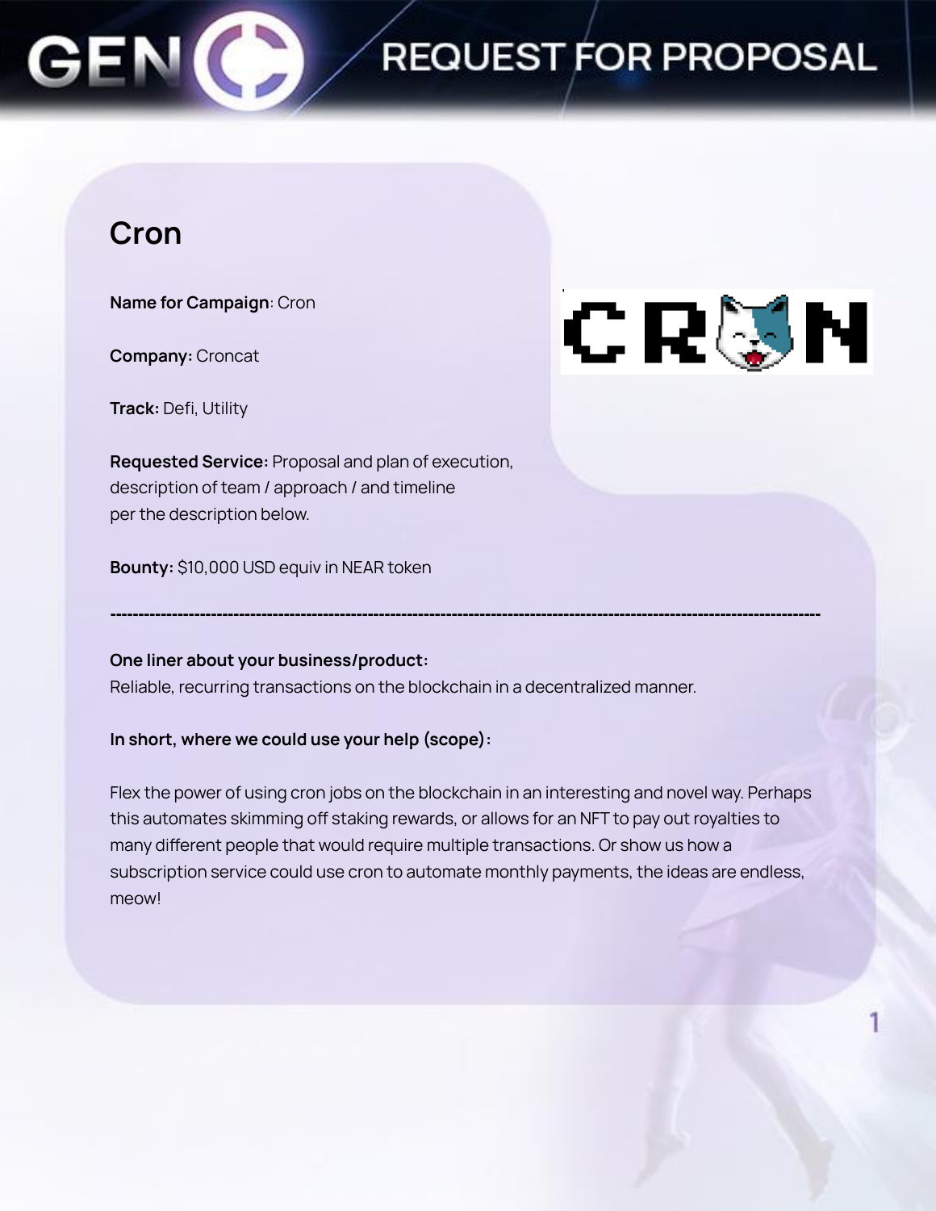# REQUEST FOR PROPOSAL

## Cron

**Name for Campaign**: Cron

**Company:** Croncat

**Track:** Defi, Utility

**Requested Service:** Proposal and plan of execution, description of team / approach / and timeline per the description below.

**Bounty:** $10,000 USD equiv in NEAR token

---

**One liner about your business/product:**
Reliable, recurring transactions on the blockchain in a decentralized manner.

**In short, where we could use your help (scope):**

Flex the power of using cron jobs on the blockchain in an interesting and novel way. Perhaps this automates skimming off staking rewards, or allows for an NFT to pay out royalties to many different people that would require multiple transactions. Or show us how a subscription service could use cron to automate monthly payments, the ideas are endless, meow!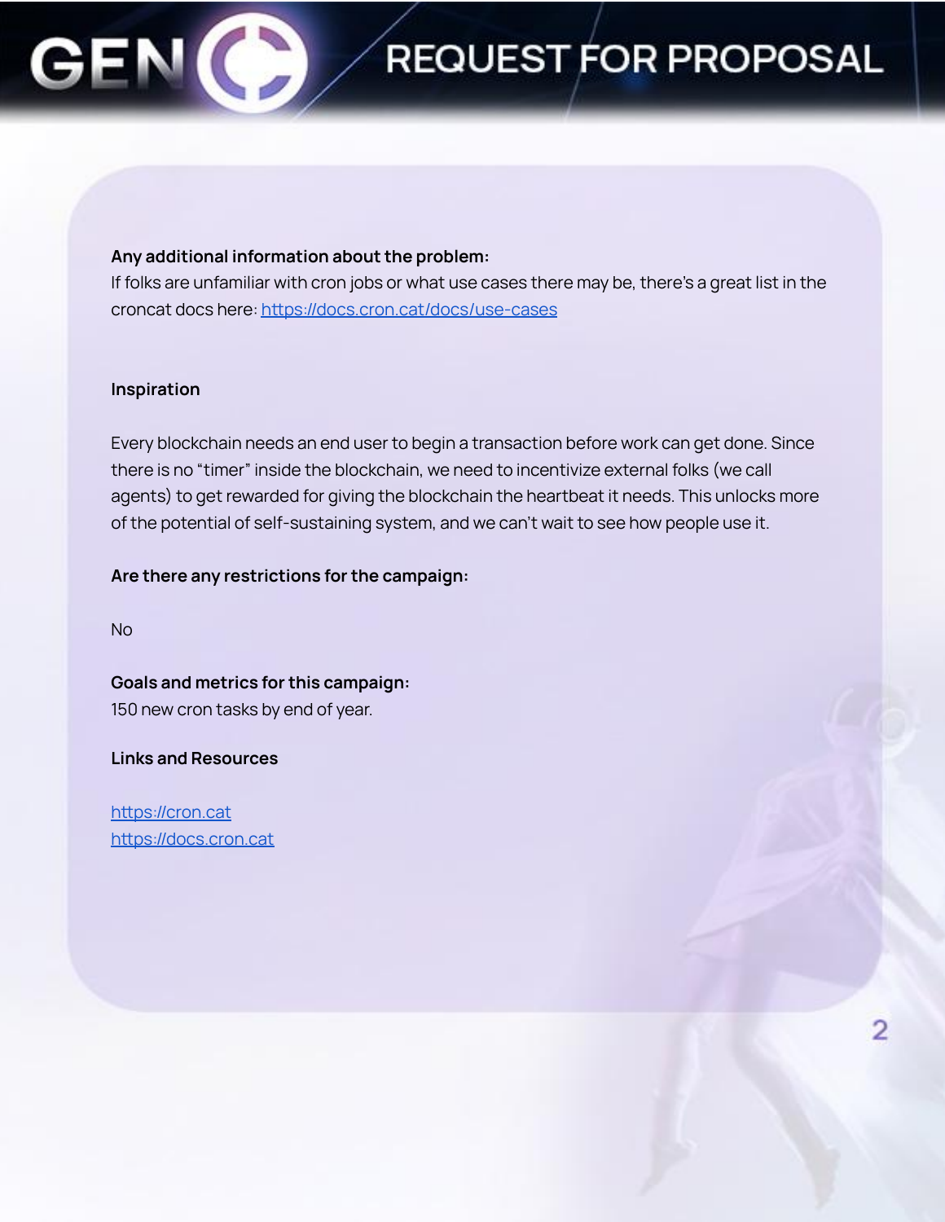**Any additional information about the problem:**
If folks are unfamiliar with cron jobs or what use cases there may be, there's a great list in the croncat docs here: https://docs.cron.cat/docs/use-cases

**Inspiration**

Every blockchain needs an end user to begin a transaction before work can get done. Since there is no "timer" inside the blockchain, we need to incentivize external folks (we call agents) to get rewarded for giving the blockchain the heartbeat it needs. This unlocks more of the potential of self-sustaining system, and we can't wait to see how people use it.

**Are there any restrictions for the campaign:**

No

**Goals and metrics for this campaign:**
150 new cron tasks by end of year.

**Links and Resources**

https://cron.cat
https://docs.cron.cat